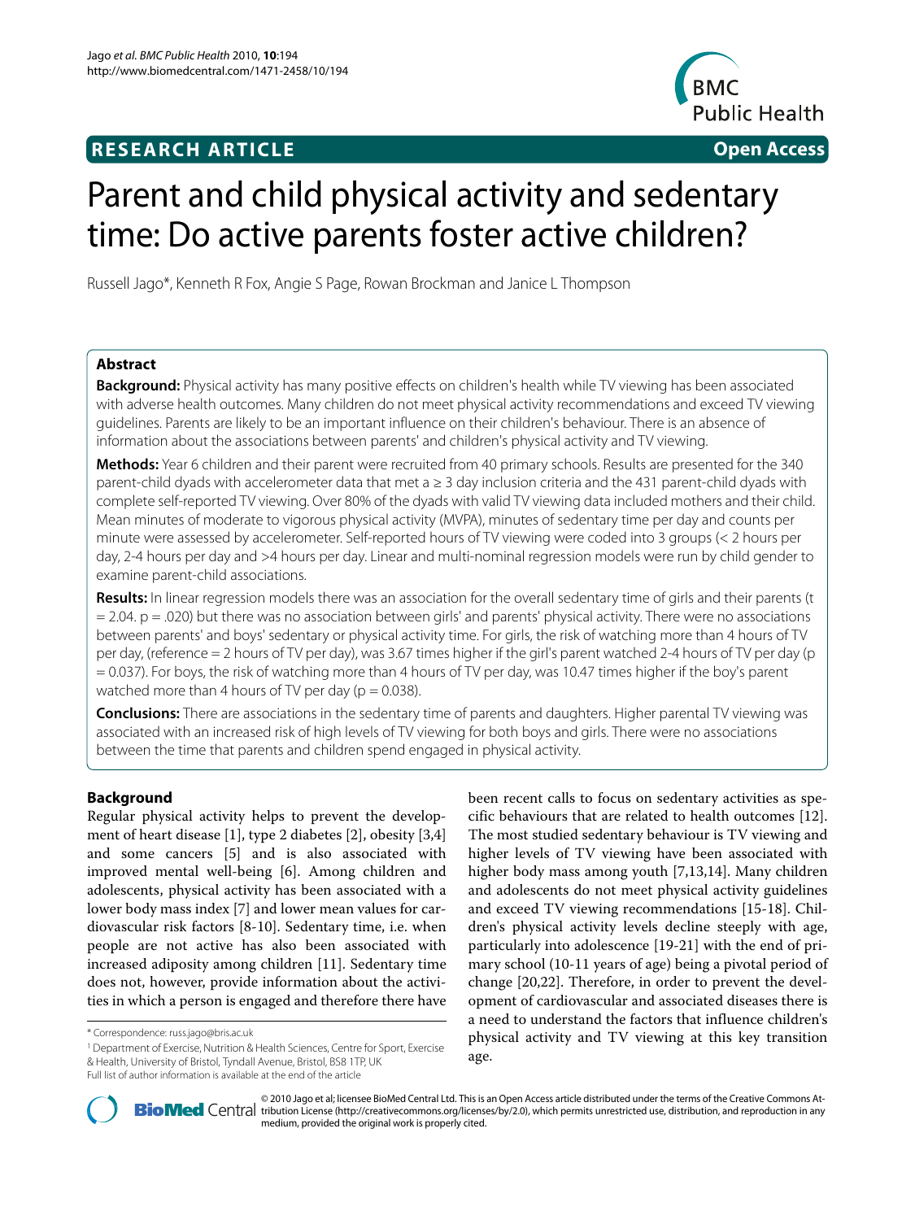**RESEARCH ARTICLE** **Open Access**

# Parent and child physical activity and sedentary time: Do active parents foster active children?

Russell Jago*, Kenneth R Fox, Angie S Page, Rowan Brockman and Janice L Thompson

## Abstract

**Background:** Physical activity has many positive effects on children's health while TV viewing has been associated with adverse health outcomes. Many children do not meet physical activity recommendations and exceed TV viewing guidelines. Parents are likely to be an important influence on their children's behaviour. There is an absence of information about the associations between parents' and children's physical activity and TV viewing.

**Methods:** Year 6 children and their parent were recruited from 40 primary schools. Results are presented for the 340 parent-child dyads with accelerometer data that met a ≥ 3 day inclusion criteria and the 431 parent-child dyads with complete self-reported TV viewing. Over 80% of the dyads with valid TV viewing data included mothers and their child. Mean minutes of moderate to vigorous physical activity (MVPA), minutes of sedentary time per day and counts per minute were assessed by accelerometer. Self-reported hours of TV viewing were coded into 3 groups (< 2 hours per day, 2-4 hours per day and >4 hours per day. Linear and multi-nominal regression models were run by child gender to examine parent-child associations.

**Results:** In linear regression models there was an association for the overall sedentary time of girls and their parents ($t = 2.04$. $p = .020$) but there was no association between girls' and parents' physical activity. There were no associations between parents' and boys' sedentary or physical activity time. For girls, the risk of watching more than 4 hours of TV per day, (reference = 2 hours of TV per day), was 3.67 times higher if the girl's parent watched 2-4 hours of TV per day ($p = 0.037$). For boys, the risk of watching more than 4 hours of TV per day, was 10.47 times higher if the boy's parent watched more than 4 hours of TV per day ($p = 0.038$).

**Conclusions:** There are associations in the sedentary time of parents and daughters. Higher parental TV viewing was associated with an increased risk of high levels of TV viewing for both boys and girls. There were no associations between the time that parents and children spend engaged in physical activity.

## Background

Regular physical activity helps to prevent the development of heart disease [1], type 2 diabetes [2], obesity [3,4] and some cancers [5] and is also associated with improved mental well-being [6]. Among children and adolescents, physical activity has been associated with a lower body mass index [7] and lower mean values for cardiovascular risk factors [8-10]. Sedentary time, i.e. when people are not active has also been associated with increased adiposity among children [11]. Sedentary time does not, however, provide information about the activities in which a person is engaged and therefore there have been recent calls to focus on sedentary activities as specific behaviours that are related to health outcomes [12]. The most studied sedentary behaviour is TV viewing and higher levels of TV viewing have been associated with higher body mass among youth [7,13,14]. Many children and adolescents do not meet physical activity guidelines and exceed TV viewing recommendations [15-18]. Children's physical activity levels decline steeply with age, particularly into adolescence [19-21] with the end of primary school (10-11 years of age) being a pivotal period of change [20,22]. Therefore, in order to prevent the development of cardiovascular and associated diseases there is a need to understand the factors that influence children's physical activity and TV viewing at this key transition age.

\* Correspondence: russ.jago@bris.ac.uk

[1] Department of Exercise, Nutrition & Health Sciences, Centre for Sport, Exercise & Health, University of Bristol, Tyndall Avenue, Bristol, BS8 1TP, UK

Full list of author information is available at the end of the article

© 2010 Jago et al; licensee BioMed Central Ltd. This is an Open Access article distributed under the terms of the Creative Commons Attribution License (http://creativecommons.org/licenses/by/2.0), which permits unrestricted use, distribution, and reproduction in any medium, provided the original work is properly cited.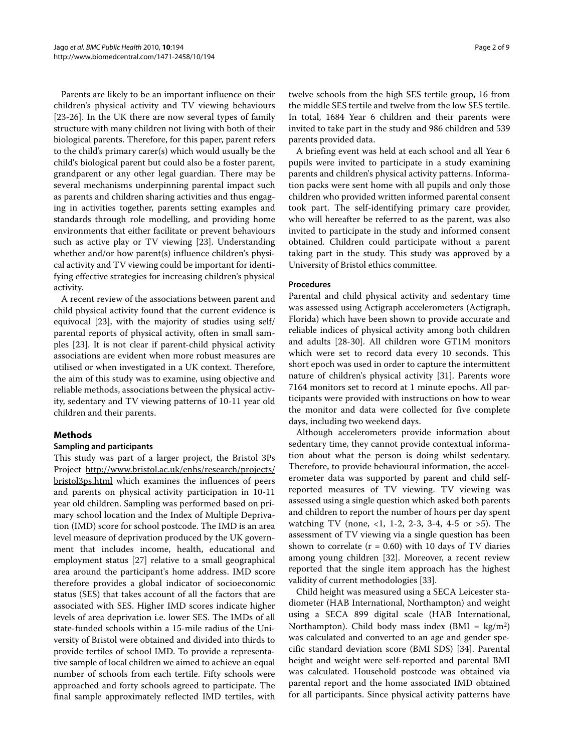Parents are likely to be an important influence on their children's physical activity and TV viewing behaviours [23-26]. In the UK there are now several types of family structure with many children not living with both of their biological parents. Therefore, for this paper, parent refers to the child's primary carer(s) which would usually be the child's biological parent but could also be a foster parent, grandparent or any other legal guardian. There may be several mechanisms underpinning parental impact such as parents and children sharing activities and thus engaging in activities together, parents setting examples and standards through role modelling, and providing home environments that either facilitate or prevent behaviours such as active play or TV viewing [23]. Understanding whether and/or how parent(s) influence children's physical activity and TV viewing could be important for identifying effective strategies for increasing children's physical activity.

A recent review of the associations between parent and child physical activity found that the current evidence is equivocal [23], with the majority of studies using self/parental reports of physical activity, often in small samples [23]. It is not clear if parent-child physical activity associations are evident when more robust measures are utilised or when investigated in a UK context. Therefore, the aim of this study was to examine, using objective and reliable methods, associations between the physical activity, sedentary and TV viewing patterns of 10-11 year old children and their parents.

## Methods

### Sampling and participants

This study was part of a larger project, the Bristol 3Ps Project http://www.bristol.ac.uk/enhs/research/projects/bristol3ps.html which examines the influences of peers and parents on physical activity participation in 10-11 year old children. Sampling was performed based on primary school location and the Index of Multiple Deprivation (IMD) score for school postcode. The IMD is an area level measure of deprivation produced by the UK government that includes income, health, educational and employment status [27] relative to a small geographical area around the participant's home address. IMD score therefore provides a global indicator of socioeconomic status (SES) that takes account of all the factors that are associated with SES. Higher IMD scores indicate higher levels of area deprivation i.e. lower SES. The IMDs of all state-funded schools within a 15-mile radius of the University of Bristol were obtained and divided into thirds to provide tertiles of school IMD. To provide a representative sample of local children we aimed to achieve an equal number of schools from each tertile. Fifty schools were approached and forty schools agreed to participate. The final sample approximately reflected IMD tertiles, with twelve schools from the high SES tertile group, 16 from the middle SES tertile and twelve from the low SES tertile. In total, 1684 Year 6 children and their parents were invited to take part in the study and 986 children and 539 parents provided data.

A briefing event was held at each school and all Year 6 pupils were invited to participate in a study examining parents and children's physical activity patterns. Information packs were sent home with all pupils and only those children who provided written informed parental consent took part. The self-identifying primary care provider, who will hereafter be referred to as the parent, was also invited to participate in the study and informed consent obtained. Children could participate without a parent taking part in the study. This study was approved by a University of Bristol ethics committee.

### Procedures

Parental and child physical activity and sedentary time was assessed using Actigraph accelerometers (Actigraph, Florida) which have been shown to provide accurate and reliable indices of physical activity among both children and adults [28-30]. All children wore GT1M monitors which were set to record data every 10 seconds. This short epoch was used in order to capture the intermittent nature of children's physical activity [31]. Parents wore 7164 monitors set to record at 1 minute epochs. All participants were provided with instructions on how to wear the monitor and data were collected for five complete days, including two weekend days.

Although accelerometers provide information about sedentary time, they cannot provide contextual information about what the person is doing whilst sedentary. Therefore, to provide behavioural information, the accelerometer data was supported by parent and child self-reported measures of TV viewing. TV viewing was assessed using a single question which asked both parents and children to report the number of hours per day spent watching TV (none, <1, 1-2, 2-3, 3-4, 4-5 or >5). The assessment of TV viewing via a single question has been shown to correlate ($r = 0.60$) with 10 days of TV diaries among young children [32]. Moreover, a recent review reported that the single item approach has the highest validity of current methodologies [33].

Child height was measured using a SECA Leicester stadiometer (HAB International, Northampton) and weight using a SECA 899 digital scale (HAB International, Northampton). Child body mass index (BMI = $kg/m^2$) was calculated and converted to an age and gender specific standard deviation score (BMI SDS) [34]. Parental height and weight were self-reported and parental BMI was calculated. Household postcode was obtained via parental report and the home associated IMD obtained for all participants. Since physical activity patterns have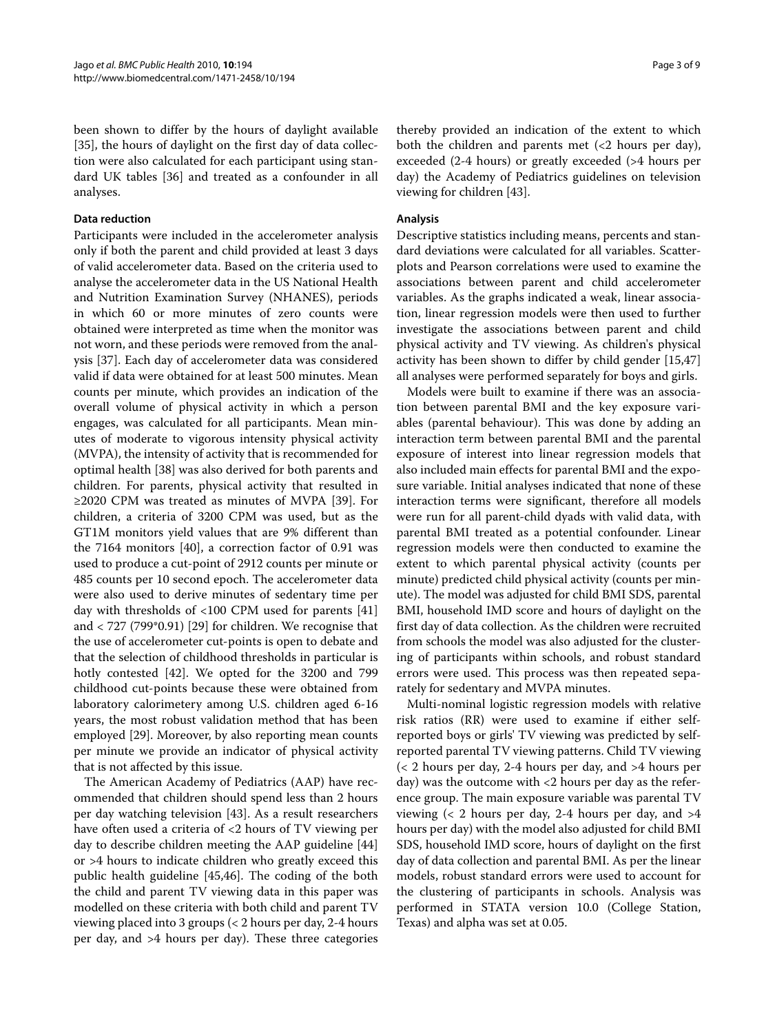been shown to differ by the hours of daylight available [35], the hours of daylight on the first day of data collection were also calculated for each participant using standard UK tables [36] and treated as a confounder in all analyses.

### Data reduction

Participants were included in the accelerometer analysis only if both the parent and child provided at least 3 days of valid accelerometer data. Based on the criteria used to analyse the accelerometer data in the US National Health and Nutrition Examination Survey (NHANES), periods in which 60 or more minutes of zero counts were obtained were interpreted as time when the monitor was not worn, and these periods were removed from the analysis [37]. Each day of accelerometer data was considered valid if data were obtained for at least 500 minutes. Mean counts per minute, which provides an indication of the overall volume of physical activity in which a person engages, was calculated for all participants. Mean minutes of moderate to vigorous intensity physical activity (MVPA), the intensity of activity that is recommended for optimal health [38] was also derived for both parents and children. For parents, physical activity that resulted in ≥2020 CPM was treated as minutes of MVPA [39]. For children, a criteria of 3200 CPM was used, but as the GT1M monitors yield values that are 9% different than the 7164 monitors [40], a correction factor of 0.91 was used to produce a cut-point of 2912 counts per minute or 485 counts per 10 second epoch. The accelerometer data were also used to derive minutes of sedentary time per day with thresholds of <100 CPM used for parents [41] and < 727 (799*0.91) [29] for children. We recognise that the use of accelerometer cut-points is open to debate and that the selection of childhood thresholds in particular is hotly contested [42]. We opted for the 3200 and 799 childhood cut-points because these were obtained from laboratory calorimetery among U.S. children aged 6-16 years, the most robust validation method that has been employed [29]. Moreover, by also reporting mean counts per minute we provide an indicator of physical activity that is not affected by this issue.

The American Academy of Pediatrics (AAP) have recommended that children should spend less than 2 hours per day watching television [43]. As a result researchers have often used a criteria of <2 hours of TV viewing per day to describe children meeting the AAP guideline [44] or >4 hours to indicate children who greatly exceed this public health guideline [45,46]. The coding of the both the child and parent TV viewing data in this paper was modelled on these criteria with both child and parent TV viewing placed into 3 groups (< 2 hours per day, 2-4 hours per day, and >4 hours per day). These three categories thereby provided an indication of the extent to which both the children and parents met (<2 hours per day), exceeded (2-4 hours) or greatly exceeded (>4 hours per day) the Academy of Pediatrics guidelines on television viewing for children [43].

### Analysis

Descriptive statistics including means, percents and standard deviations were calculated for all variables. Scatterplots and Pearson correlations were used to examine the associations between parent and child accelerometer variables. As the graphs indicated a weak, linear association, linear regression models were then used to further investigate the associations between parent and child physical activity and TV viewing. As children's physical activity has been shown to differ by child gender [15,47] all analyses were performed separately for boys and girls.

Models were built to examine if there was an association between parental BMI and the key exposure variables (parental behaviour). This was done by adding an interaction term between parental BMI and the parental exposure of interest into linear regression models that also included main effects for parental BMI and the exposure variable. Initial analyses indicated that none of these interaction terms were significant, therefore all models were run for all parent-child dyads with valid data, with parental BMI treated as a potential confounder. Linear regression models were then conducted to examine the extent to which parental physical activity (counts per minute) predicted child physical activity (counts per minute). The model was adjusted for child BMI SDS, parental BMI, household IMD score and hours of daylight on the first day of data collection. As the children were recruited from schools the model was also adjusted for the clustering of participants within schools, and robust standard errors were used. This process was then repeated separately for sedentary and MVPA minutes.

Multi-nominal logistic regression models with relative risk ratios (RR) were used to examine if either self-reported boys or girls' TV viewing was predicted by self-reported parental TV viewing patterns. Child TV viewing (< 2 hours per day, 2-4 hours per day, and >4 hours per day) was the outcome with <2 hours per day as the reference group. The main exposure variable was parental TV viewing (< 2 hours per day, 2-4 hours per day, and >4 hours per day) with the model also adjusted for child BMI SDS, household IMD score, hours of daylight on the first day of data collection and parental BMI. As per the linear models, robust standard errors were used to account for the clustering of participants in schools. Analysis was performed in STATA version 10.0 (College Station, Texas) and alpha was set at 0.05.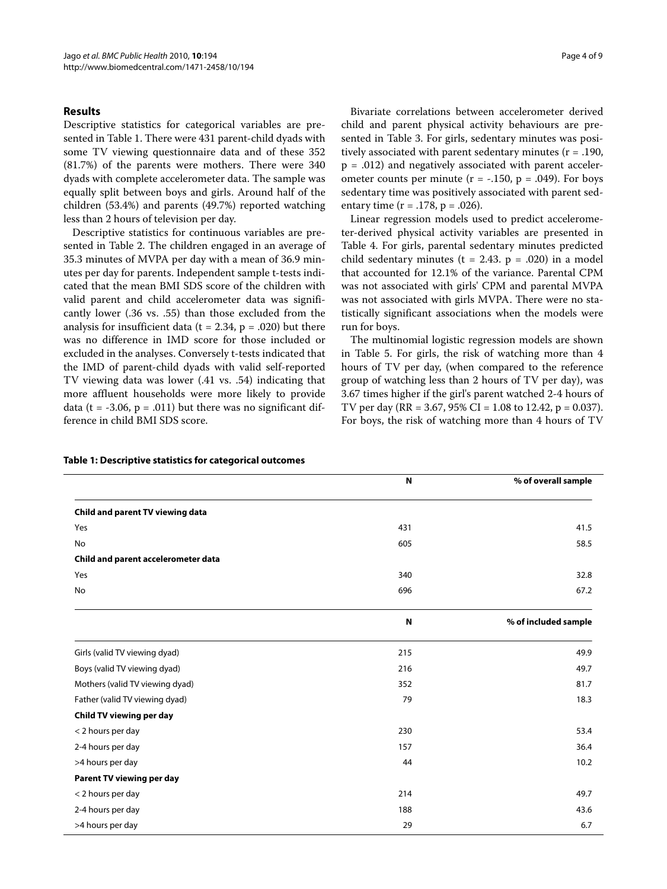## Results

Descriptive statistics for categorical variables are presented in Table 1. There were 431 parent-child dyads with some TV viewing questionnaire data and of these 352 (81.7%) of the parents were mothers. There were 340 dyads with complete accelerometer data. The sample was equally split between boys and girls. Around half of the children (53.4%) and parents (49.7%) reported watching less than 2 hours of television per day.

Descriptive statistics for continuous variables are presented in Table 2. The children engaged in an average of 35.3 minutes of MVPA per day with a mean of 36.9 minutes per day for parents. Independent sample t-tests indicated that the mean BMI SDS score of the children with valid parent and child accelerometer data was significantly lower (.36 vs. .55) than those excluded from the analysis for insufficient data ($t = 2.34$, $p = .020$) but there was no difference in IMD score for those included or excluded in the analyses. Conversely t-tests indicated that the IMD of parent-child dyads with valid self-reported TV viewing data was lower (.41 vs. .54) indicating that more affluent households were more likely to provide data ($t = -3.06$, $p = .011$) but there was no significant difference in child BMI SDS score.

Bivariate correlations between accelerometer derived child and parent physical activity behaviours are presented in Table 3. For girls, sedentary minutes was positively associated with parent sedentary minutes ($r = .190$, $p = .012$) and negatively associated with parent accelerometer counts per minute ($r = -.150$, $p = .049$). For boys sedentary time was positively associated with parent sedentary time ($r = .178$, $p = .026$).

Linear regression models used to predict accelerometer-derived physical activity variables are presented in Table 4. For girls, parental sedentary minutes predicted child sedentary minutes ($t = 2.43$. $p = .020$) in a model that accounted for 12.1% of the variance. Parental CPM was not associated with girls' CPM and parental MVPA was not associated with girls MVPA. There were no statistically significant associations when the models were run for boys.

The multinomial logistic regression models are shown in Table 5. For girls, the risk of watching more than 4 hours of TV per day, (when compared to the reference group of watching less than 2 hours of TV per day), was 3.67 times higher if the girl's parent watched 2-4 hours of TV per day (RR = 3.67, 95% CI = 1.08 to 12.42, $p = 0.037$). For boys, the risk of watching more than 4 hours of TV

**Table 1: Descriptive statistics for categorical outcomes**

| | N | % of overall sample |
|---|---|---|
| **Child and parent TV viewing data** | | |
| Yes | 431 | 41.5 |
| No | 605 | 58.5 |
| **Child and parent accelerometer data** | | |
| Yes | 340 | 32.8 |
| No | 696 | 67.2 |
| | **N** | **% of included sample** |
| Girls (valid TV viewing dyad) | 215 | 49.9 |
| Boys (valid TV viewing dyad) | 216 | 49.7 |
| Mothers (valid TV viewing dyad) | 352 | 81.7 |
| Father (valid TV viewing dyad) | 79 | 18.3 |
| **Child TV viewing per day** | | |
| < 2 hours per day | 230 | 53.4 |
| 2-4 hours per day | 157 | 36.4 |
| >4 hours per day | 44 | 10.2 |
| **Parent TV viewing per day** | | |
| < 2 hours per day | 214 | 49.7 |
| 2-4 hours per day | 188 | 43.6 |
| >4 hours per day | 29 | 6.7 |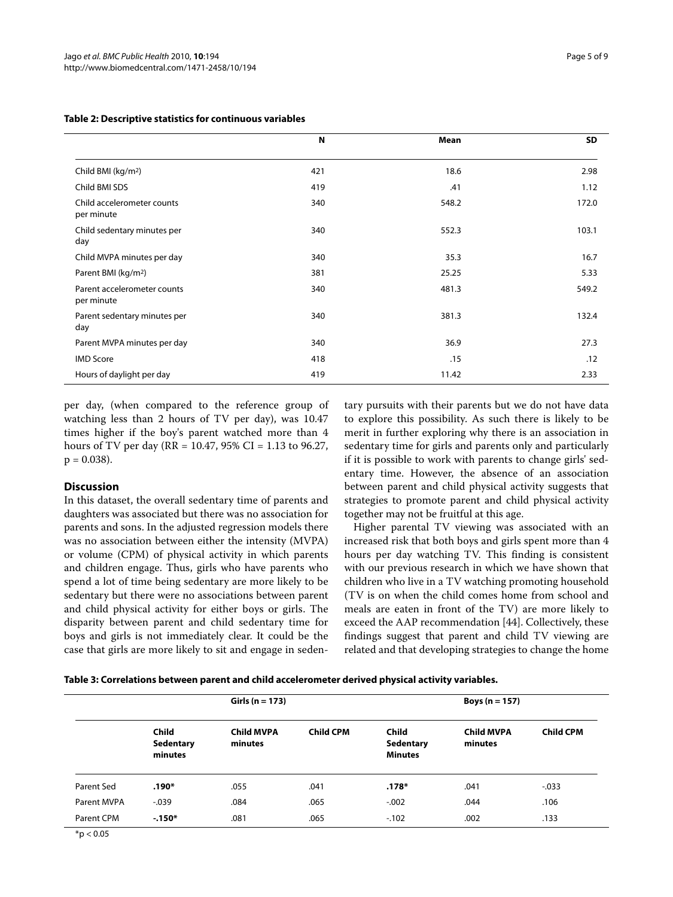**Table 2: Descriptive statistics for continuous variables**

| | N | Mean | SD |
|---|---|---|---|
| Child BMI (kg/m$^2$) | 421 | 18.6 | 2.98 |
| Child BMI SDS | 419 | .41 | 1.12 |
| Child accelerometer counts per minute | 340 | 548.2 | 172.0 |
| Child sedentary minutes per day | 340 | 552.3 | 103.1 |
| Child MVPA minutes per day | 340 | 35.3 | 16.7 |
| Parent BMI (kg/m$^2$) | 381 | 25.25 | 5.33 |
| Parent accelerometer counts per minute | 340 | 481.3 | 549.2 |
| Parent sedentary minutes per day | 340 | 381.3 | 132.4 |
| Parent MVPA minutes per day | 340 | 36.9 | 27.3 |
| IMD Score | 418 | .15 | .12 |
| Hours of daylight per day | 419 | 11.42 | 2.33 |

per day, (when compared to the reference group of watching less than 2 hours of TV per day), was 10.47 times higher if the boy's parent watched more than 4 hours of TV per day (RR = 10.47, 95% CI = 1.13 to 96.27, p = 0.038).

## Discussion

In this dataset, the overall sedentary time of parents and daughters was associated but there was no association for parents and sons. In the adjusted regression models there was no association between either the intensity (MVPA) or volume (CPM) of physical activity in which parents and children engage. Thus, girls who have parents who spend a lot of time being sedentary are more likely to be sedentary but there were no associations between parent and child physical activity for either boys or girls. The disparity between parent and child sedentary time for boys and girls is not immediately clear. It could be the case that girls are more likely to sit and engage in sedentary pursuits with their parents but we do not have data to explore this possibility. As such there is likely to be merit in further exploring why there is an association in sedentary time for girls and parents only and particularly if it is possible to work with parents to change girls' sedentary time. However, the absence of an association between parent and child physical activity suggests that strategies to promote parent and child physical activity together may not be fruitful at this age.

Higher parental TV viewing was associated with an increased risk that both boys and girls spent more than 4 hours per day watching TV. This finding is consistent with our previous research in which we have shown that children who live in a TV watching promoting household (TV is on when the child comes home from school and meals are eaten in front of the TV) are more likely to exceed the AAP recommendation [44]. Collectively, these findings suggest that parent and child TV viewing are related and that developing strategies to change the home

**Table 3: Correlations between parent and child accelerometer derived physical activity variables.**

| | Girls (n = 173) | | | Boys (n = 157) | | |
|---|---|---|---|---|---|---|
| | **Child Sedentary minutes** | **Child MVPA minutes** | **Child CPM** | **Child Sedentary Minutes** | **Child MVPA minutes** | **Child CPM** |
| Parent Sed | **.190*** | .055 | .041 | **.178*** | .041 | -.033 |
| Parent MVPA | -.039 | .084 | .065 | -.002 | .044 | .106 |
| Parent CPM | **-.150*** | .081 | .065 | -.102 | .002 | .133 |

*$p < 0.05$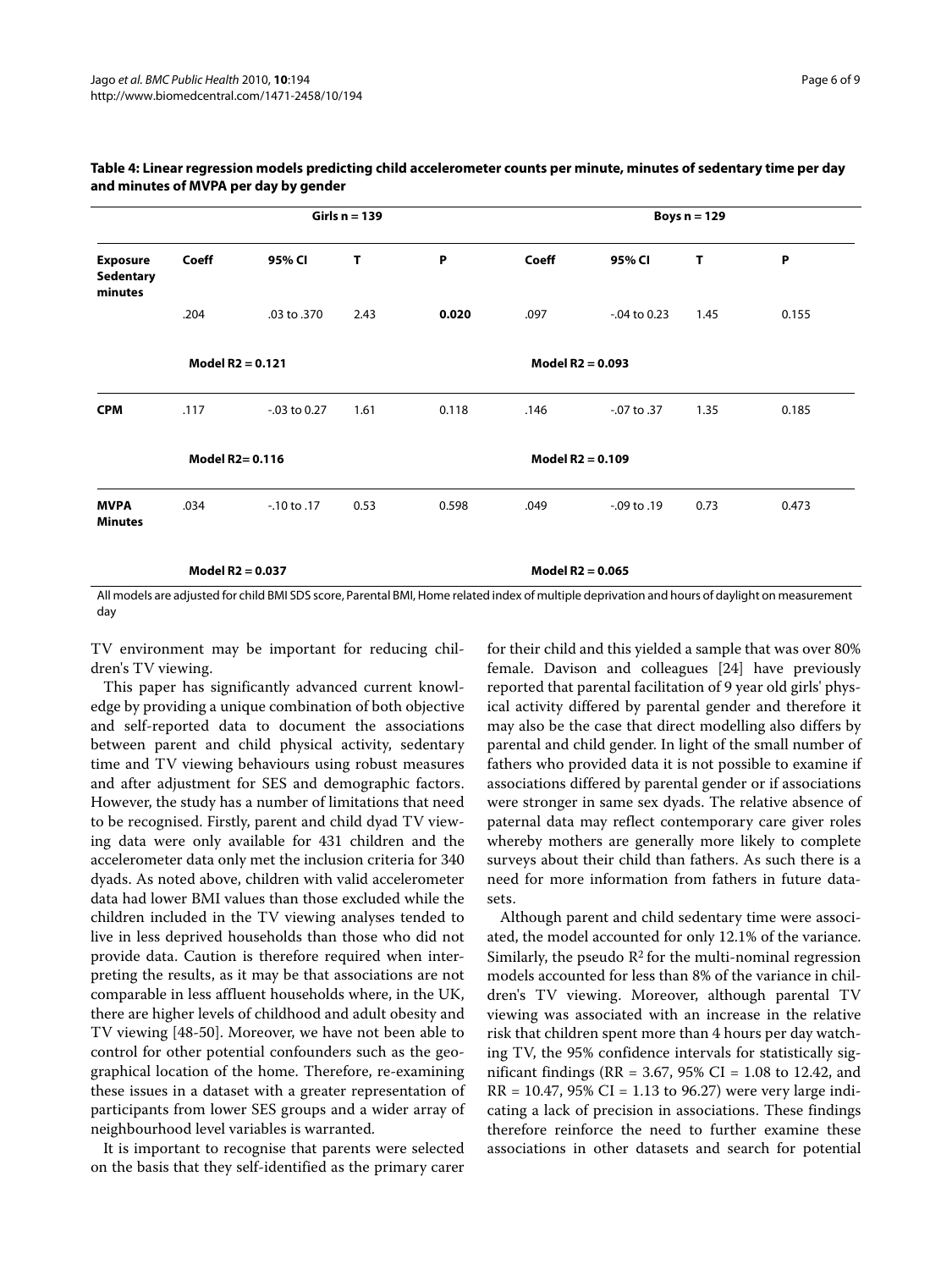**Table 4: Linear regression models predicting child accelerometer counts per minute, minutes of sedentary time per day and minutes of MVPA per day by gender**

| | Girls n = 139 | | | | Boys n = 129 | | | |
|---|---|---|---|---|---|---|---|---|
| **Exposure Sedentary minutes** | **Coeff** | **95% CI** | **T** | **P** | **Coeff** | **95% CI** | **T** | **P** |
| | .204 | .03 to .370 | 2.43 | **0.020** | .097 | -.04 to 0.23 | 1.45 | 0.155 |
| | **Model R2 = 0.121** | | | | **Model R2 = 0.093** | | | |
| **CPM** | .117 | -.03 to 0.27 | 1.61 | 0.118 | .146 | -.07 to .37 | 1.35 | 0.185 |
| | **Model R2= 0.116** | | | | **Model R2 = 0.109** | | | |
| **MVPA Minutes** | .034 | -.10 to .17 | 0.53 | 0.598 | .049 | -.09 to .19 | 0.73 | 0.473 |
| | **Model R2 = 0.037** | | | | **Model R2 = 0.065** | | | |

All models are adjusted for child BMI SDS score, Parental BMI, Home related index of multiple deprivation and hours of daylight on measurement day

TV environment may be important for reducing children's TV viewing.

This paper has significantly advanced current knowledge by providing a unique combination of both objective and self-reported data to document the associations between parent and child physical activity, sedentary time and TV viewing behaviours using robust measures and after adjustment for SES and demographic factors. However, the study has a number of limitations that need to be recognised. Firstly, parent and child dyad TV viewing data were only available for 431 children and the accelerometer data only met the inclusion criteria for 340 dyads. As noted above, children with valid accelerometer data had lower BMI values than those excluded while the children included in the TV viewing analyses tended to live in less deprived households than those who did not provide data. Caution is therefore required when interpreting the results, as it may be that associations are not comparable in less affluent households where, in the UK, there are higher levels of childhood and adult obesity and TV viewing [48-50]. Moreover, we have not been able to control for other potential confounders such as the geographical location of the home. Therefore, re-examining these issues in a dataset with a greater representation of participants from lower SES groups and a wider array of neighbourhood level variables is warranted.

It is important to recognise that parents were selected on the basis that they self-identified as the primary carer for their child and this yielded a sample that was over 80% female. Davison and colleagues [24] have previously reported that parental facilitation of 9 year old girls' physical activity differed by parental gender and therefore it may also be the case that direct modelling also differs by parental and child gender. In light of the small number of fathers who provided data it is not possible to examine if associations differed by parental gender or if associations were stronger in same sex dyads. The relative absence of paternal data may reflect contemporary care giver roles whereby mothers are generally more likely to complete surveys about their child than fathers. As such there is a need for more information from fathers in future datasets.

Although parent and child sedentary time were associated, the model accounted for only 12.1% of the variance. Similarly, the pseudo $R^2$ for the multi-nominal regression models accounted for less than 8% of the variance in children's TV viewing. Moreover, although parental TV viewing was associated with an increase in the relative risk that children spent more than 4 hours per day watching TV, the 95% confidence intervals for statistically significant findings (RR = 3.67, 95% CI = 1.08 to 12.42, and RR = 10.47, 95% CI = 1.13 to 96.27) were very large indicating a lack of precision in associations. These findings therefore reinforce the need to further examine these associations in other datasets and search for potential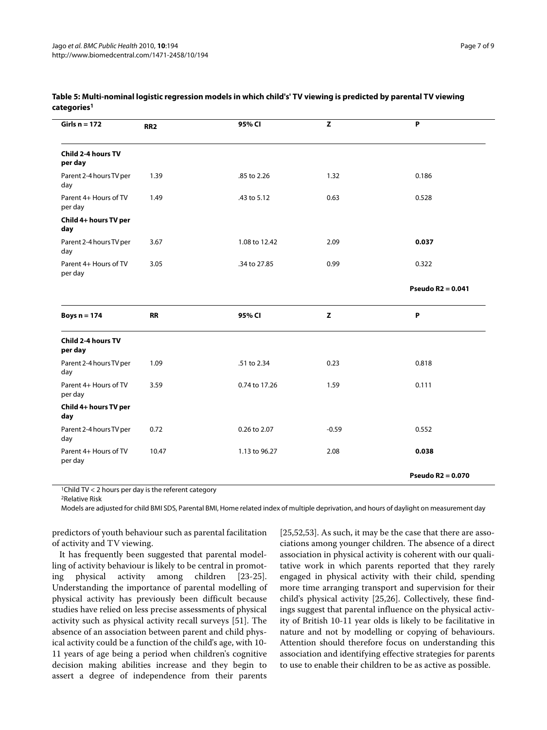**Table 5: Multi-nominal logistic regression models in which child's' TV viewing is predicted by parental TV viewing categories[1]**

| Girls n = 172 | RR[2] | 95% CI | Z | P |
|---|---|---|---|---|
| **Child 2-4 hours TV per day** | | | | |
| Parent 2-4 hours TV per day | 1.39 | .85 to 2.26 | 1.32 | 0.186 |
| Parent 4+ Hours of TV per day | 1.49 | .43 to 5.12 | 0.63 | 0.528 |
| **Child 4+ hours TV per day** | | | | |
| Parent 2-4 hours TV per day | 3.67 | 1.08 to 12.42 | 2.09 | **0.037** |
| Parent 4+ Hours of TV per day | 3.05 | .34 to 27.85 | 0.99 | 0.322 |
| | | | | **Pseudo R2 = 0.041** |
| **Boys n = 174** | **RR** | **95% CI** | **Z** | **P** |
| **Child 2-4 hours TV per day** | | | | |
| Parent 2-4 hours TV per day | 1.09 | .51 to 2.34 | 0.23 | 0.818 |
| Parent 4+ Hours of TV per day | 3.59 | 0.74 to 17.26 | 1.59 | 0.111 |
| **Child 4+ hours TV per day** | | | | |
| Parent 2-4 hours TV per day | 0.72 | 0.26 to 2.07 | -0.59 | 0.552 |
| Parent 4+ Hours of TV per day | 10.47 | 1.13 to 96.27 | 2.08 | **0.038** |
| | | | | **Pseudo R2 = 0.070** |

[1]Child TV < 2 hours per day is the referent category

[2]Relative Risk

Models are adjusted for child BMI SDS, Parental BMI, Home related index of multiple deprivation, and hours of daylight on measurement day

predictors of youth behaviour such as parental facilitation of activity and TV viewing.

It has frequently been suggested that parental modelling of activity behaviour is likely to be central in promoting physical activity among children [23-25]. Understanding the importance of parental modelling of physical activity has previously been difficult because studies have relied on less precise assessments of physical activity such as physical activity recall surveys [51]. The absence of an association between parent and child physical activity could be a function of the child's age, with 10-11 years of age being a period when children's cognitive decision making abilities increase and they begin to assert a degree of independence from their parents [25,52,53]. As such, it may be the case that there are associations among younger children. The absence of a direct association in physical activity is coherent with our qualitative work in which parents reported that they rarely engaged in physical activity with their child, spending more time arranging transport and supervision for their child's physical activity [25,26]. Collectively, these findings suggest that parental influence on the physical activity of British 10-11 year olds is likely to be facilitative in nature and not by modelling or copying of behaviours. Attention should therefore focus on understanding this association and identifying effective strategies for parents to use to enable their children to be as active as possible.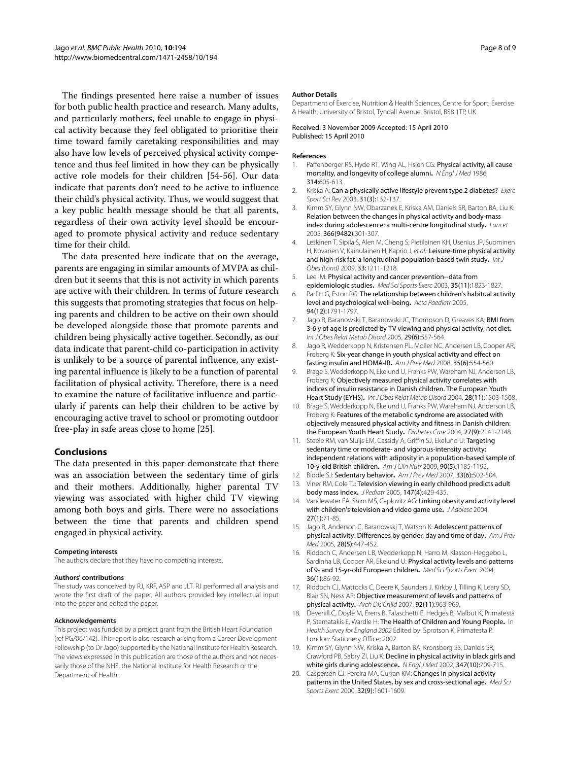The findings presented here raise a number of issues for both public health practice and research. Many adults, and particularly mothers, feel unable to engage in physical activity because they feel obligated to prioritise their time toward family caretaking responsibilities and may also have low levels of perceived physical activity competence and thus feel limited in how they can be physically active role models for their children [54-56]. Our data indicate that parents don't need to be active to influence their child's physical activity. Thus, we would suggest that a key public health message should be that all parents, regardless of their own activity level should be encouraged to promote physical activity and reduce sedentary time for their child.

The data presented here indicate that on the average, parents are engaging in similar amounts of MVPA as children but it seems that this is not activity in which parents are active with their children. In terms of future research this suggests that promoting strategies that focus on helping parents and children to be active on their own should be developed alongside those that promote parents and children being physically active together. Secondly, as our data indicate that parent-child co-participation in activity is unlikely to be a source of parental influence, any existing parental influence is likely to be a function of parental facilitation of physical activity. Therefore, there is a need to examine the nature of facilitative influence and particularly if parents can help their children to be active by encouraging active travel to school or promoting outdoor free-play in safe areas close to home [25].

## Conclusions

The data presented in this paper demonstrate that there was an association between the sedentary time of girls and their mothers. Additionally, higher parental TV viewing was associated with higher child TV viewing among both boys and girls. There were no associations between the time that parents and children spend engaged in physical activity.

#### Competing interests

The authors declare that they have no competing interests.

#### Authors' contributions

The study was conceived by RJ, KRF, ASP and JLT. RJ performed all analysis and wrote the first draft of the paper. All authors provided key intellectual input into the paper and edited the paper.

#### Acknowledgements

This project was funded by a project grant from the British Heart Foundation (ref PG/06/142). This report is also research arising from a Career Development Fellowship (to Dr Jago) supported by the National Institute for Health Research. The views expressed in this publication are those of the authors and not necessarily those of the NHS, the National Institute for Health Research or the Department of Health.

#### Author Details

Department of Exercise, Nutrition & Health Sciences, Centre for Sport, Exercise & Health, University of Bristol, Tyndall Avenue, Bristol, BS8 1TP, UK

Received: 3 November 2009 Accepted: 15 April 2010
Published: 15 April 2010

#### References

1. Paffenberger RS, Hyde RT, Wing AL, Hsieh CG: **Physical activity, all cause mortality, and longevity of college alumni.** *N Engl J Med* 1986, **314:**605-613.
2. Kriska A: **Can a physically active lifestyle prevent type 2 diabetes?** *Exerc Sport Sci Rev* 2003, **31(3):**132-137.
3. Kimm SY, Glynn NW, Obarzanek E, Kriska AM, Daniels SR, Barton BA, Liu K: **Relation between the changes in physical activity and body-mass index during adolescence: a multi-centre longitudinal study.** *Lancet* 2005, **366(9482):**301-307.
4. Leskinen T, Sipila S, Alen M, Cheng S, Pietilainen KH, Usenius JP, Suominen H, Kovanen V, Kainulainen H, Kaprio J, *et al.*: **Leisure-time physical activity and high-risk fat: a longitudinal population-based twin study.** *Int J Obes (Lond)* 2009, **33:**1211-1218.
5. Lee IM: **Physical activity and cancer prevention--data from epidemiologic studies.** *Med Sci Sports Exerc* 2003, **35(11):**1823-1827.
6. Parfitt G, Eston RG: **The relationship between children's habitual activity level and psychological well-being.** *Acta Paediatr* 2005, **94(12):**1791-1797.
7. Jago R, Baranowski T, Baranowski JC, Thompson D, Greaves KA: **BMI from 3-6 y of age is predicted by TV viewing and physical activity, not diet.** *Int J Obes Relat Metab Disord* 2005, **29(6):**557-564.
8. Jago R, Wedderkopp N, Kristensen PL, Moller NC, Andersen LB, Cooper AR, Froberg K: **Six-year change in youth physical activity and effect on fasting insulin and HOMA-IR.** *Am J Prev Med* 2008, **35(6):**554-560.
9. Brage S, Wedderkopp N, Ekelund U, Franks PW, Wareham NJ, Andersen LB, Froberg K: **Objectively measured physical activity correlates with indices of insulin resistance in Danish children. The European Youth Heart Study (EYHS).** *Int J Obes Relat Metab Disord* 2004, **28(11):**1503-1508.
10. Brage S, Wedderkopp N, Ekelund U, Franks PW, Wareham NJ, Anderson LB, Froberg K: **Features of the metabolic syndrome are associated with objectively measured physical activity and fitness in Danish children: the European Youth Heart Study.** *Diabetes Care* 2004, **27(9):**2141-2148.
11. Steele RM, van Sluijs EM, Cassidy A, Griffin SJ, Ekelund U: **Targeting sedentary time or moderate- and vigorous-intensity activity: independent relations with adiposity in a population-based sample of 10-y-old British children.** *Am J Clin Nutr* 2009, **90(5):**1185-1192.
12. Biddle SJ: **Sedentary behavior.** *Am J Prev Med* 2007, **33(6):**502-504.
13. Viner RM, Cole TJ: **Television viewing in early childhood predicts adult body mass index.** *J Pediatr* 2005, **147(4):**429-435.
14. Vandewater EA, Shim MS, Caplovitz AG: **Linking obesity and activity level with children's television and video game use.** *J Adolesc* 2004, **27(1):**71-85.
15. Jago R, Anderson C, Baranowski T, Watson K: **Adolescent patterns of physical activity: Differences by gender, day and time of day.** *Am J Prev Med* 2005, **28(5):**447-452.
16. Riddoch C, Andersen LB, Wedderkopp N, Harro M, Klasson-Heggebo L, Sardinha LB, Cooper AR, Ekelund U: **Physical activity levels and patterns of 9- and 15-yr-old European children.** *Med Sci Sports Exerc* 2004, **36(1):**86-92.
17. Riddoch CJ, Mattocks C, Deere K, Saunders J, Kirkby J, Tilling K, Leary SD, Blair SN, Ness AR: **Objective measurement of levels and patterns of physical activity.** *Arch Dis Child* 2007, **92(11):**963-969.
18. Deveriill C, Doyle M, Erens B, Falaschetti E, Hedges B, Malbut K, Primatesta P, Stamatakis E, Wardle H: **The Health of Children and Young People.** In *Health Survey for England 2002* Edited by: Sprotson K, Primatesta P. London: Stationery Office; 2002.
19. Kimm SY, Glynn NW, Kriska A, Barton BA, Kronsberg SS, Daniels SR, Crawford PB, Sabry ZI, Liu K: **Decline in physical activity in black girls and white girls during adolescence.** *N Engl J Med* 2002, **347(10):**709-715.
20. Caspersen CJ, Pereira MA, Curran KM: **Changes in physical activity patterns in the United States, by sex and cross-sectional age.** *Med Sci Sports Exerc* 2000, **32(9):**1601-1609.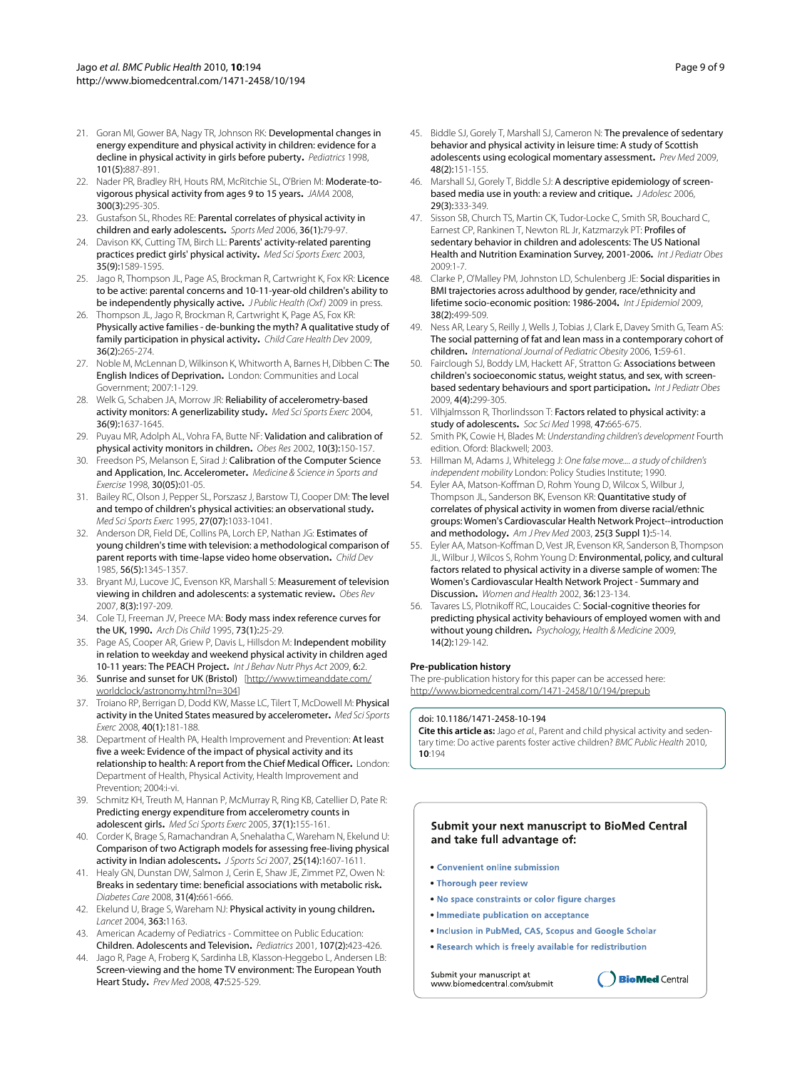21. Goran MI, Gower BA, Nagy TR, Johnson RK: **Developmental changes in energy expenditure and physical activity in children: evidence for a decline in physical activity in girls before puberty.** *Pediatrics* 1998, **101(5)**:887-891.
22. Nader PR, Bradley RH, Houts RM, McRitchie SL, O'Brien M: **Moderate-to-vigorous physical activity from ages 9 to 15 years.** *JAMA* 2008, **300(3)**:295-305.
23. Gustafson SL, Rhodes RE: **Parental correlates of physical activity in children and early adolescents.** *Sports Med* 2006, **36(1)**:79-97.
24. Davison KK, Cutting TM, Birch LL: **Parents' activity-related parenting practices predict girls' physical activity.** *Med Sci Sports Exerc* 2003, **35(9)**:1589-1595.
25. Jago R, Thompson JL, Page AS, Brockman R, Cartwright K, Fox KR: **Licence to be active: parental concerns and 10-11-year-old children's ability to be independently physically active.** *J Public Health (Oxf)* 2009 in press.
26. Thompson JL, Jago R, Brockman R, Cartwright K, Page AS, Fox KR: **Physically active families - de-bunking the myth? A qualitative study of family participation in physical activity.** *Child Care Health Dev* 2009, **36(2)**:265-274.
27. Noble M, McLennan D, Wilkinson K, Whitworth A, Barnes H, Dibben C: **The English Indices of Deprivation.** London: Communities and Local Government; 2007:1-129.
28. Welk G, Schaben JA, Morrow JR: **Reliability of accelerometry-based activity monitors: A generlizability study.** *Med Sci Sports Exerc* 2004, **36(9)**:1637-1645.
29. Puyau MR, Adolph AL, Vohra FA, Butte NF: **Validation and calibration of physical activity monitors in children.** *Obes Res* 2002, **10(3)**:150-157.
30. Freedson PS, Melanson E, Sirad J: **Calibration of the Computer Science and Application, Inc. Accelerometer.** *Medicine & Science in Sports and Exercise* 1998, **30(05)**:01-05.
31. Bailey RC, Olson J, Pepper SL, Porszasz J, Barstow TJ, Cooper DM: **The level and tempo of children's physical activities: an observational study.** *Med Sci Sports Exerc* 1995, **27(07)**:1033-1041.
32. Anderson DR, Field DE, Collins PA, Lorch EP, Nathan JG: **Estimates of young children's time with television: a methodological comparison of parent reports with time-lapse video home observation.** *Child Dev* 1985, **56(5)**:1345-1357.
33. Bryant MJ, Lucove JC, Evenson KR, Marshall S: **Measurement of television viewing in children and adolescents: a systematic review.** *Obes Rev* 2007, **8(3)**:197-209.
34. Cole TJ, Freeman JV, Preece MA: **Body mass index reference curves for the UK, 1990.** *Arch Dis Child* 1995, **73(1)**:25-29.
35. Page AS, Cooper AR, Griew P, Davis L, Hillsdon M: **Independent mobility in relation to weekday and weekend physical activity in children aged 10-11 years: The PEACH Project.** *Int J Behav Nutr Phys Act* 2009, **6**:2.
36. **Sunrise and sunset for UK (Bristol)** [http://www.timeanddate.com/worldclock/astronomy.html?n=304]
37. Troiano RP, Berrigan D, Dodd KW, Masse LC, Tilert T, McDowell M: **Physical activity in the United States measured by accelerometer.** *Med Sci Sports Exerc* 2008, **40(1)**:181-188.
38. Department of Health PA, Health Improvement and Prevention: **At least five a week: Evidence of the impact of physical activity and its relationship to health: A report from the Chief Medical Officer.** London: Department of Health, Physical Activity, Health Improvement and Prevention; 2004:i-vi.
39. Schmitz KH, Treuth M, Hannan P, McMurray R, Ring KB, Catellier D, Pate R: **Predicting energy expenditure from accelerometry counts in adolescent girls.** *Med Sci Sports Exerc* 2005, **37(1)**:155-161.
40. Corder K, Brage S, Ramachandran A, Snehalatha C, Wareham N, Ekelund U: **Comparison of two Actigraph models for assessing free-living physical activity in Indian adolescents.** *J Sports Sci* 2007, **25(14)**:1607-1611.
41. Healy GN, Dunstan DW, Salmon J, Cerin E, Shaw JE, Zimmet PZ, Owen N: **Breaks in sedentary time: beneficial associations with metabolic risk.** *Diabetes Care* 2008, **31(4)**:661-666.
42. Ekelund U, Brage S, Wareham NJ: **Physical activity in young children.** *Lancet* 2004, **363**:1163.
43. American Academy of Pediatrics - Committee on Public Education: **Children. Adolescents and Television.** *Pediatrics* 2001, **107(2)**:423-426.
44. Jago R, Page A, Froberg K, Sardinha LB, Klasson-Heggebo L, Andersen LB: **Screen-viewing and the home TV environment: The European Youth Heart Study.** *Prev Med* 2008, **47**:525-529.
45. Biddle SJ, Gorely T, Marshall SJ, Cameron N: **The prevalence of sedentary behavior and physical activity in leisure time: A study of Scottish adolescents using ecological momentary assessment.** *Prev Med* 2009, **48(2)**:151-155.
46. Marshall SJ, Gorely T, Biddle SJ: **A descriptive epidemiology of screen-based media use in youth: a review and critique.** *J Adolesc* 2006, **29(3)**:333-349.
47. Sisson SB, Church TS, Martin CK, Tudor-Locke C, Smith SR, Bouchard C, Earnest CP, Rankinen T, Newton RL Jr, Katzmarzyk PT: **Profiles of sedentary behavior in children and adolescents: The US National Health and Nutrition Examination Survey, 2001-2006.** *Int J Pediatr Obes* 2009:1-7.
48. Clarke P, O'Malley PM, Johnston LD, Schulenberg JE: **Social disparities in BMI trajectories across adulthood by gender, race/ethnicity and lifetime socio-economic position: 1986-2004.** *Int J Epidemiol* 2009, **38(2)**:499-509.
49. Ness AR, Leary S, Reilly J, Wells J, Tobias J, Clark E, Davey Smith G, Team AS: **The social patterning of fat and lean mass in a contemporary cohort of children.** *International Journal of Pediatric Obesity* 2006, **1**:59-61.
50. Fairclough SJ, Boddy LM, Hackett AF, Stratton G: **Associations between children's socioeconomic status, weight status, and sex, with screen-based sedentary behaviours and sport participation.** *Int J Pediatr Obes* 2009, **4(4)**:299-305.
51. Vilhjalmsson R, Thorlindsson T: **Factors related to physical activity: a study of adolescents.** *Soc Sci Med* 1998, **47**:665-675.
52. Smith PK, Cowie H, Blades M: *Understanding children's development* Fourth edition. Oford: Blackwell; 2003.
53. Hillman M, Adams J, Whitelegg J: *One false move.... a study of children's independent mobility* London: Policy Studies Institute; 1990.
54. Eyler AA, Matson-Koffman D, Rohm Young D, Wilcox S, Wilbur J, Thompson JL, Sanderson BK, Evenson KR: **Quantitative study of correlates of physical activity in women from diverse racial/ethnic groups: Women's Cardiovascular Health Network Project--introduction and methodology.** *Am J Prev Med* 2003, **25(3 Suppl 1)**:5-14.
55. Eyler AA, Matson-Koffman D, Vest JR, Evenson KR, Sanderson B, Thompson JL, Wilbur J, Wilcos S, Rohm Young D: **Environmental, policy, and cultural factors related to physical activity in a diverse sample of women: The Women's Cardiovascular Health Network Project - Summary and Discussion.** *Women and Health* 2002, **36**:123-134.
56. Tavares LS, Plotnikoff RC, Loucaides C: **Social-cognitive theories for predicting physical activity behaviours of employed women with and without young children.** *Psychology, Health & Medicine* 2009, **14(2)**:129-142.

**Pre-publication history**

The pre-publication history for this paper can be accessed here:
http://www.biomedcentral.com/1471-2458/10/194/prepub

doi: 10.1186/1471-2458-10-194

**Cite this article as:** Jago *et al.*, Parent and child physical activity and sedentary time: Do active parents foster active children? *BMC Public Health* 2010, **10**:194

**Submit your next manuscript to BioMed Central and take full advantage of:**

- Convenient online submission
- Thorough peer review
- No space constraints or color figure charges
- Immediate publication on acceptance
- Inclusion in PubMed, CAS, Scopus and Google Scholar
- Research which is freely available for redistribution

Submit your manuscript at www.biomedcentral.com/submit

BioMed Central